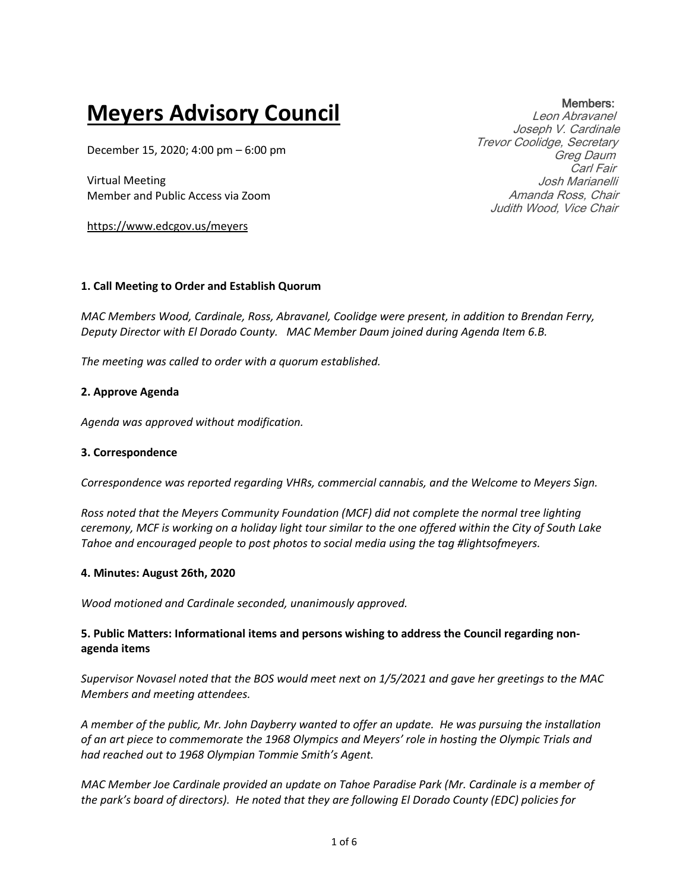# Meyers Advisory Council

December 15, 2020; 4:00 pm – 6:00 pm

Virtual Meeting
Member and Public Access via Zoom

https://www.edcgov.us/meyers

**Members:**
*Leon Abravanel*
*Joseph V. Cardinale*
*Trevor Coolidge, Secretary*
*Greg Daum*
*Carl Fair*
*Josh Marianelli*
*Amanda Ross, Chair*
*Judith Wood, Vice Chair*

### 1. Call Meeting to Order and Establish Quorum

*MAC Members Wood, Cardinale, Ross, Abravanel, Coolidge were present, in addition to Brendan Ferry, Deputy Director with El Dorado County. MAC Member Daum joined during Agenda Item 6.B.*

*The meeting was called to order with a quorum established.*

### 2. Approve Agenda

*Agenda was approved without modification.*

### 3. Correspondence

*Correspondence was reported regarding VHRs, commercial cannabis, and the Welcome to Meyers Sign.*

*Ross noted that the Meyers Community Foundation (MCF) did not complete the normal tree lighting ceremony, MCF is working on a holiday light tour similar to the one offered within the City of South Lake Tahoe and encouraged people to post photos to social media using the tag #lightsofmeyers.*

### 4. Minutes: August 26th, 2020

*Wood motioned and Cardinale seconded, unanimously approved.*

### 5. Public Matters: Informational items and persons wishing to address the Council regarding non-agenda items

*Supervisor Novasel noted that the BOS would meet next on 1/5/2021 and gave her greetings to the MAC Members and meeting attendees.*

*A member of the public, Mr. John Dayberry wanted to offer an update. He was pursuing the installation of an art piece to commemorate the 1968 Olympics and Meyers' role in hosting the Olympic Trials and had reached out to 1968 Olympian Tommie Smith's Agent.*

*MAC Member Joe Cardinale provided an update on Tahoe Paradise Park (Mr. Cardinale is a member of the park's board of directors). He noted that they are following El Dorado County (EDC) policies for*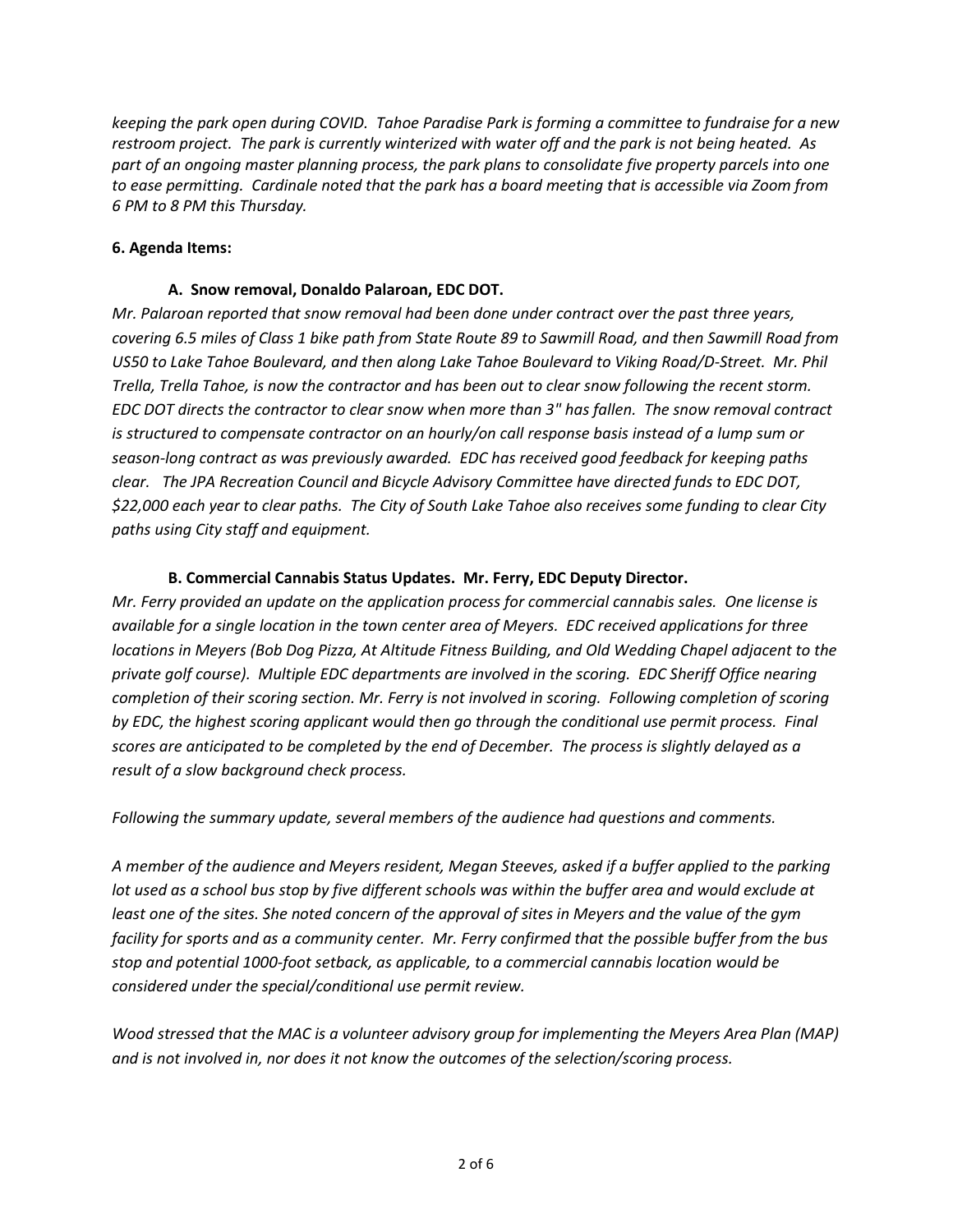*keeping the park open during COVID. Tahoe Paradise Park is forming a committee to fundraise for a new restroom project. The park is currently winterized with water off and the park is not being heated. As part of an ongoing master planning process, the park plans to consolidate five property parcels into one to ease permitting. Cardinale noted that the park has a board meeting that is accessible via Zoom from 6 PM to 8 PM this Thursday.*

**6. Agenda Items:**

**A. Snow removal, Donaldo Palaroan, EDC DOT.**

*Mr. Palaroan reported that snow removal had been done under contract over the past three years, covering 6.5 miles of Class 1 bike path from State Route 89 to Sawmill Road, and then Sawmill Road from US50 to Lake Tahoe Boulevard, and then along Lake Tahoe Boulevard to Viking Road/D-Street. Mr. Phil Trella, Trella Tahoe, is now the contractor and has been out to clear snow following the recent storm. EDC DOT directs the contractor to clear snow when more than 3" has fallen. The snow removal contract is structured to compensate contractor on an hourly/on call response basis instead of a lump sum or season-long contract as was previously awarded. EDC has received good feedback for keeping paths clear. The JPA Recreation Council and Bicycle Advisory Committee have directed funds to EDC DOT, $22,000 each year to clear paths. The City of South Lake Tahoe also receives some funding to clear City paths using City staff and equipment.*

**B. Commercial Cannabis Status Updates. Mr. Ferry, EDC Deputy Director.**

*Mr. Ferry provided an update on the application process for commercial cannabis sales. One license is available for a single location in the town center area of Meyers. EDC received applications for three locations in Meyers (Bob Dog Pizza, At Altitude Fitness Building, and Old Wedding Chapel adjacent to the private golf course). Multiple EDC departments are involved in the scoring. EDC Sheriff Office nearing completion of their scoring section. Mr. Ferry is not involved in scoring. Following completion of scoring by EDC, the highest scoring applicant would then go through the conditional use permit process. Final scores are anticipated to be completed by the end of December. The process is slightly delayed as a result of a slow background check process.*

*Following the summary update, several members of the audience had questions and comments.*

*A member of the audience and Meyers resident, Megan Steeves, asked if a buffer applied to the parking lot used as a school bus stop by five different schools was within the buffer area and would exclude at least one of the sites. She noted concern of the approval of sites in Meyers and the value of the gym facility for sports and as a community center. Mr. Ferry confirmed that the possible buffer from the bus stop and potential 1000-foot setback, as applicable, to a commercial cannabis location would be considered under the special/conditional use permit review.*

*Wood stressed that the MAC is a volunteer advisory group for implementing the Meyers Area Plan (MAP) and is not involved in, nor does it not know the outcomes of the selection/scoring process.*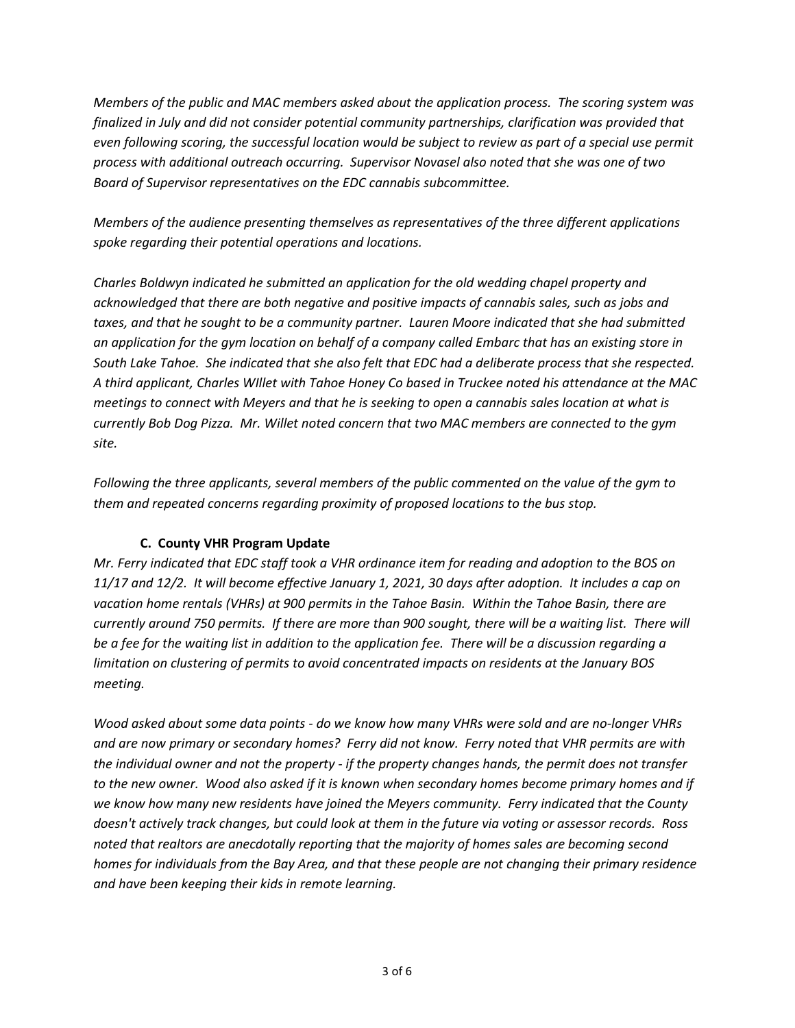*Members of the public and MAC members asked about the application process. The scoring system was finalized in July and did not consider potential community partnerships, clarification was provided that even following scoring, the successful location would be subject to review as part of a special use permit process with additional outreach occurring. Supervisor Novasel also noted that she was one of two Board of Supervisor representatives on the EDC cannabis subcommittee.*

*Members of the audience presenting themselves as representatives of the three different applications spoke regarding their potential operations and locations.*

*Charles Boldwyn indicated he submitted an application for the old wedding chapel property and acknowledged that there are both negative and positive impacts of cannabis sales, such as jobs and taxes, and that he sought to be a community partner. Lauren Moore indicated that she had submitted an application for the gym location on behalf of a company called Embarc that has an existing store in South Lake Tahoe. She indicated that she also felt that EDC had a deliberate process that she respected. A third applicant, Charles WIllet with Tahoe Honey Co based in Truckee noted his attendance at the MAC meetings to connect with Meyers and that he is seeking to open a cannabis sales location at what is currently Bob Dog Pizza. Mr. Willet noted concern that two MAC members are connected to the gym site.*

*Following the three applicants, several members of the public commented on the value of the gym to them and repeated concerns regarding proximity of proposed locations to the bus stop.*

**C. County VHR Program Update**

*Mr. Ferry indicated that EDC staff took a VHR ordinance item for reading and adoption to the BOS on 11/17 and 12/2. It will become effective January 1, 2021, 30 days after adoption. It includes a cap on vacation home rentals (VHRs) at 900 permits in the Tahoe Basin. Within the Tahoe Basin, there are currently around 750 permits. If there are more than 900 sought, there will be a waiting list. There will be a fee for the waiting list in addition to the application fee. There will be a discussion regarding a limitation on clustering of permits to avoid concentrated impacts on residents at the January BOS meeting.*

*Wood asked about some data points - do we know how many VHRs were sold and are no-longer VHRs and are now primary or secondary homes? Ferry did not know. Ferry noted that VHR permits are with the individual owner and not the property - if the property changes hands, the permit does not transfer to the new owner. Wood also asked if it is known when secondary homes become primary homes and if we know how many new residents have joined the Meyers community. Ferry indicated that the County doesn't actively track changes, but could look at them in the future via voting or assessor records. Ross noted that realtors are anecdotally reporting that the majority of homes sales are becoming second homes for individuals from the Bay Area, and that these people are not changing their primary residence and have been keeping their kids in remote learning.*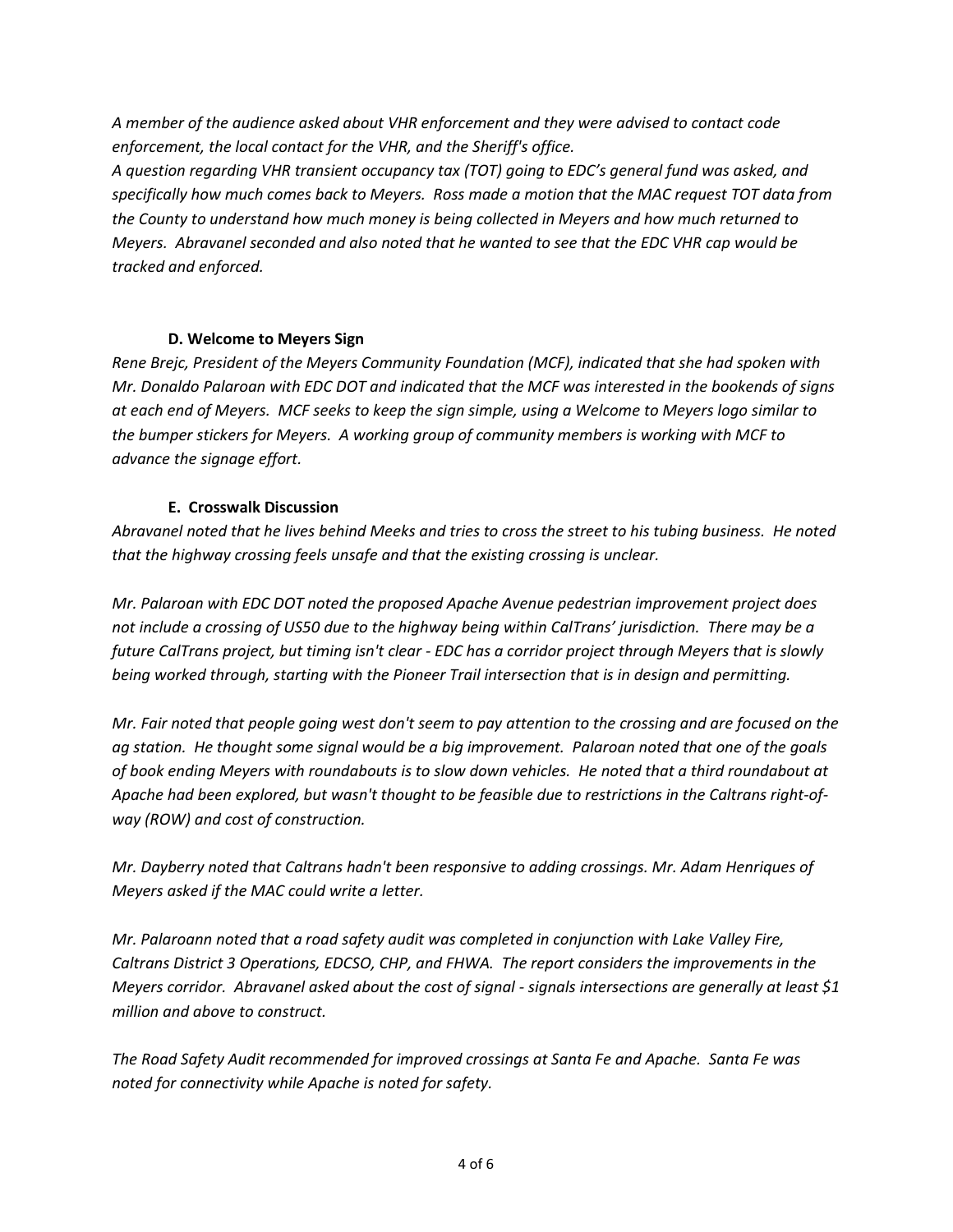*A member of the audience asked about VHR enforcement and they were advised to contact code enforcement, the local contact for the VHR, and the Sheriff's office.*
*A question regarding VHR transient occupancy tax (TOT) going to EDC's general fund was asked, and specifically how much comes back to Meyers. Ross made a motion that the MAC request TOT data from the County to understand how much money is being collected in Meyers and how much returned to Meyers. Abravanel seconded and also noted that he wanted to see that the EDC VHR cap would be tracked and enforced.*

**D. Welcome to Meyers Sign**

*Rene Brejc, President of the Meyers Community Foundation (MCF), indicated that she had spoken with Mr. Donaldo Palaroan with EDC DOT and indicated that the MCF was interested in the bookends of signs at each end of Meyers. MCF seeks to keep the sign simple, using a Welcome to Meyers logo similar to the bumper stickers for Meyers. A working group of community members is working with MCF to advance the signage effort.*

**E. Crosswalk Discussion**

*Abravanel noted that he lives behind Meeks and tries to cross the street to his tubing business. He noted that the highway crossing feels unsafe and that the existing crossing is unclear.*

*Mr. Palaroan with EDC DOT noted the proposed Apache Avenue pedestrian improvement project does not include a crossing of US50 due to the highway being within CalTrans' jurisdiction. There may be a future CalTrans project, but timing isn't clear - EDC has a corridor project through Meyers that is slowly being worked through, starting with the Pioneer Trail intersection that is in design and permitting.*

*Mr. Fair noted that people going west don't seem to pay attention to the crossing and are focused on the ag station. He thought some signal would be a big improvement. Palaroan noted that one of the goals of book ending Meyers with roundabouts is to slow down vehicles. He noted that a third roundabout at Apache had been explored, but wasn't thought to be feasible due to restrictions in the Caltrans right-of-way (ROW) and cost of construction.*

*Mr. Dayberry noted that Caltrans hadn't been responsive to adding crossings. Mr. Adam Henriques of Meyers asked if the MAC could write a letter.*

*Mr. Palaroann noted that a road safety audit was completed in conjunction with Lake Valley Fire, Caltrans District 3 Operations, EDCSO, CHP, and FHWA. The report considers the improvements in the Meyers corridor. Abravanel asked about the cost of signal - signals intersections are generally at least $1 million and above to construct.*

*The Road Safety Audit recommended for improved crossings at Santa Fe and Apache. Santa Fe was noted for connectivity while Apache is noted for safety.*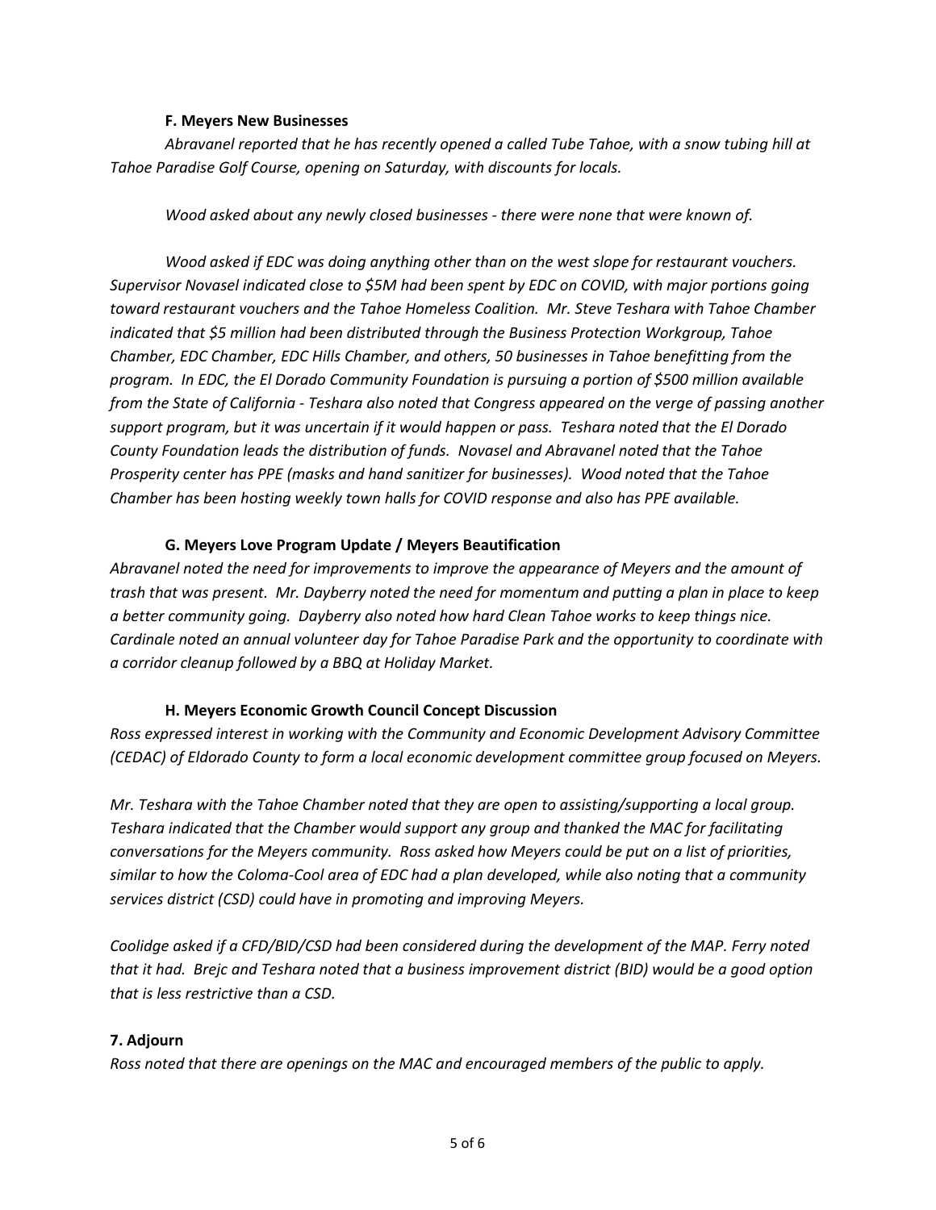#### F. Meyers New Businesses

*Abravanel reported that he has recently opened a called Tube Tahoe, with a snow tubing hill at Tahoe Paradise Golf Course, opening on Saturday, with discounts for locals.*

*Wood asked about any newly closed businesses - there were none that were known of.*

*Wood asked if EDC was doing anything other than on the west slope for restaurant vouchers. Supervisor Novasel indicated close to $5M had been spent by EDC on COVID, with major portions going toward restaurant vouchers and the Tahoe Homeless Coalition. Mr. Steve Teshara with Tahoe Chamber indicated that $5 million had been distributed through the Business Protection Workgroup, Tahoe Chamber, EDC Chamber, EDC Hills Chamber, and others, 50 businesses in Tahoe benefitting from the program. In EDC, the El Dorado Community Foundation is pursuing a portion of $500 million available from the State of California - Teshara also noted that Congress appeared on the verge of passing another support program, but it was uncertain if it would happen or pass. Teshara noted that the El Dorado County Foundation leads the distribution of funds. Novasel and Abravanel noted that the Tahoe Prosperity center has PPE (masks and hand sanitizer for businesses). Wood noted that the Tahoe Chamber has been hosting weekly town halls for COVID response and also has PPE available.*

#### G. Meyers Love Program Update / Meyers Beautification

*Abravanel noted the need for improvements to improve the appearance of Meyers and the amount of trash that was present. Mr. Dayberry noted the need for momentum and putting a plan in place to keep a better community going. Dayberry also noted how hard Clean Tahoe works to keep things nice. Cardinale noted an annual volunteer day for Tahoe Paradise Park and the opportunity to coordinate with a corridor cleanup followed by a BBQ at Holiday Market.*

#### H. Meyers Economic Growth Council Concept Discussion

*Ross expressed interest in working with the Community and Economic Development Advisory Committee (CEDAC) of Eldorado County to form a local economic development committee group focused on Meyers.*

*Mr. Teshara with the Tahoe Chamber noted that they are open to assisting/supporting a local group. Teshara indicated that the Chamber would support any group and thanked the MAC for facilitating conversations for the Meyers community. Ross asked how Meyers could be put on a list of priorities, similar to how the Coloma-Cool area of EDC had a plan developed, while also noting that a community services district (CSD) could have in promoting and improving Meyers.*

*Coolidge asked if a CFD/BID/CSD had been considered during the development of the MAP. Ferry noted that it had. Brejc and Teshara noted that a business improvement district (BID) would be a good option that is less restrictive than a CSD.*

### 7. Adjourn

*Ross noted that there are openings on the MAC and encouraged members of the public to apply.*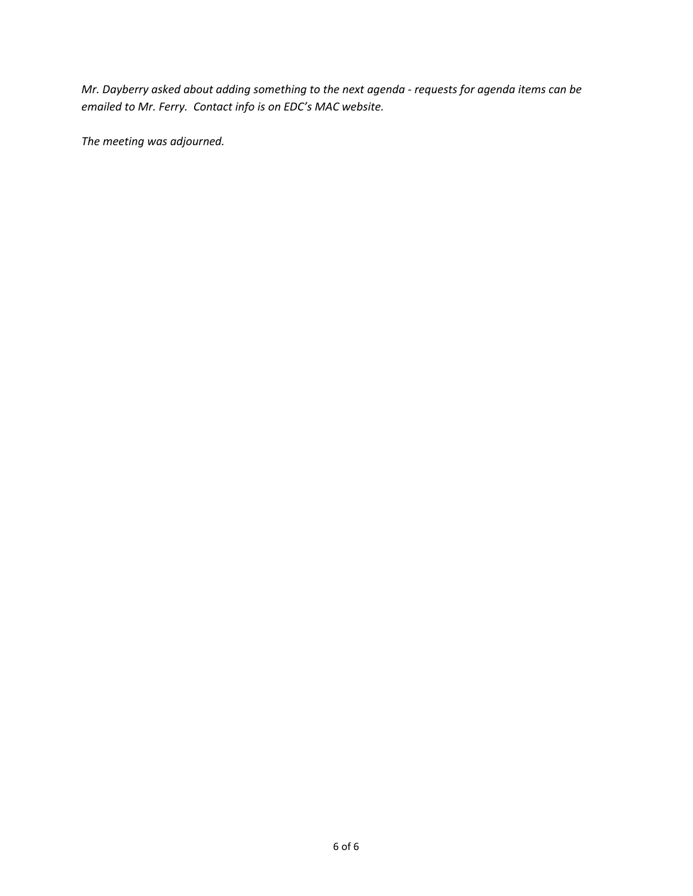*Mr. Dayberry asked about adding something to the next agenda - requests for agenda items can be emailed to Mr. Ferry. Contact info is on EDC's MAC website.*

*The meeting was adjourned.*